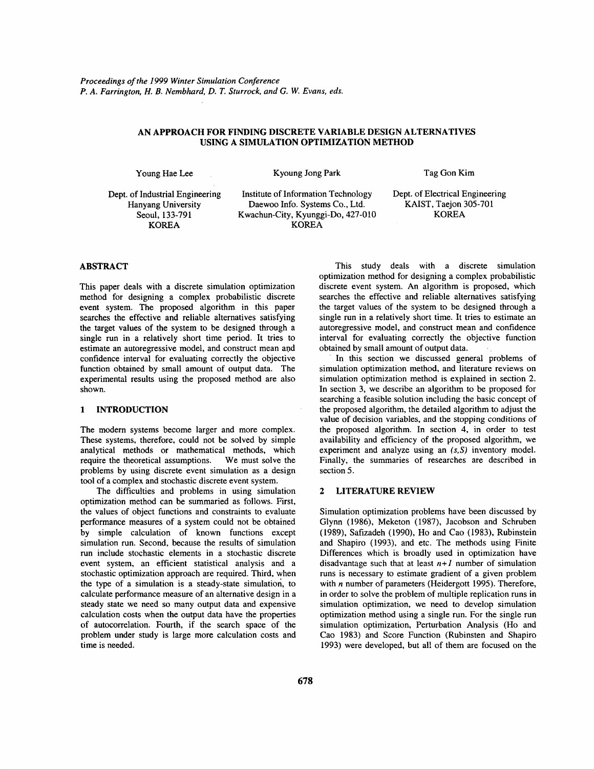*Proceedings of the 1999 Winter Simulation Conference*
*P. A. Farrington, H. B. Nembhard, D. T. Sturrock, and G. W. Evans, eds.*

# AN APPROACH FOR FINDING DISCRETE VARIABLE DESIGN ALTERNATIVES USING A SIMULATION OPTIMIZATION METHOD

Young Hae Lee
Dept. of Industrial Engineering
Hanyang University
Seoul, 133-791
KOREA

Kyoung Jong Park
Institute of Information Technology
Daewoo Info. Systems Co., Ltd.
Kwachun-City, Kyunggi-Do, 427-010
KOREA

Tag Gon Kim
Dept. of Electrical Engineering
KAIST, Taejon 305-701
KOREA

## ABSTRACT

This paper deals with a discrete simulation optimization method for designing a complex probabilistic discrete event system. The proposed algorithm in this paper searches the effective and reliable alternatives satisfying the target values of the system to be designed through a single run in a relatively short time period. It tries to estimate an autoregressive model, and construct mean and confidence interval for evaluating correctly the objective function obtained by small amount of output data. The experimental results using the proposed method are also shown.

## 1 INTRODUCTION

The modern systems become larger and more complex. These systems, therefore, could not be solved by simple analytical methods or mathematical methods, which require the theoretical assumptions. We must solve the problems by using discrete event simulation as a design tool of a complex and stochastic discrete event system.

The difficulties and problems in using simulation optimization method can be summaried as follows. First, the values of object functions and constraints to evaluate performance measures of a system could not be obtained by simple calculation of known functions except simulation run. Second, because the results of simulation run include stochastic elements in a stochastic discrete event system, an efficient statistical analysis and a stochastic optimization approach are required. Third, when the type of a simulation is a steady-state simulation, to calculate performance measure of an alternative design in a steady state we need so many output data and expensive calculation costs when the output data have the properties of autocorrelation. Fourth, if the search space of the problem under study is large more calculation costs and time is needed.

This study deals with a discrete simulation optimization method for designing a complex probabilistic discrete event system. An algorithm is proposed, which searches the effective and reliable alternatives satisfying the target values of the system to be designed through a single run in a relatively short time. It tries to estimate an autoregressive model, and construct mean and confidence interval for evaluating correctly the objective function obtained by small amount of output data.

In this section we discussed general problems of simulation optimization method, and literature reviews on simulation optimization method is explained in section 2. In section 3, we describe an algorithm to be proposed for searching a feasible solution including the basic concept of the proposed algorithm, the detailed algorithm to adjust the value of decision variables, and the stopping conditions of the proposed algorithm. In section 4, in order to test availability and efficiency of the proposed algorithm, we experiment and analyze using an *(s,S)* inventory model. Finally, the summaries of researches are described in section 5.

## 2 LITERATURE REVIEW

Simulation optimization problems have been discussed by Glynn (1986), Meketon (1987), Jacobson and Schruben (1989), Safizadeh (1990), Ho and Cao (1983), Rubinstein and Shapiro (1993), and etc. The methods using Finite Differences which is broadly used in optimization have disadvantage such that at least $n+1$ number of simulation runs is necessary to estimate gradient of a given problem with $n$ number of parameters (Heidergott 1995). Therefore, in order to solve the problem of multiple replication runs in simulation optimization, we need to develop simulation optimization method using a single run. For the single run simulation optimization, Perturbation Analysis (Ho and Cao 1983) and Score Function (Rubinsten and Shapiro 1993) were developed, but all of them are focused on the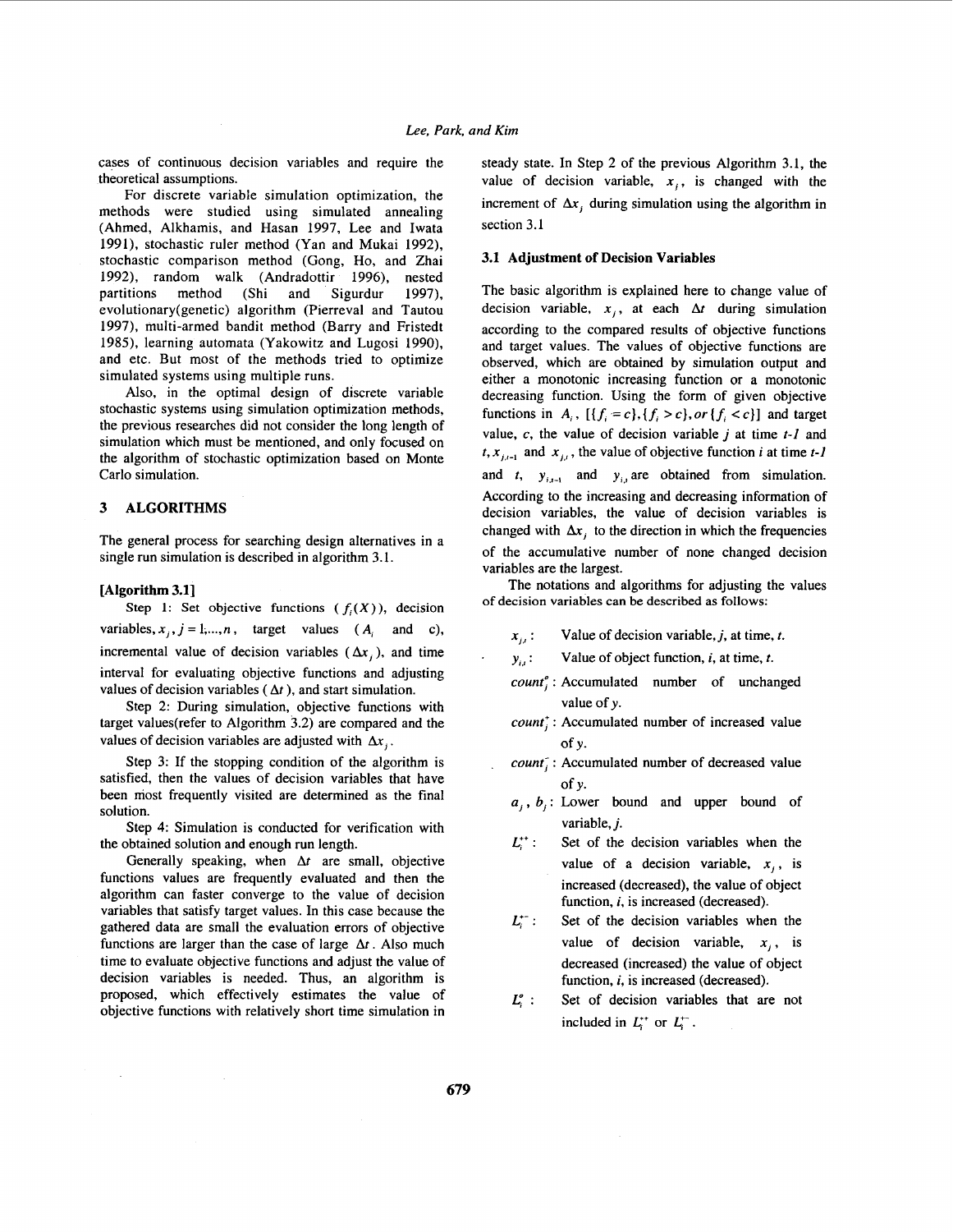cases of continuous decision variables and require the theoretical assumptions.

For discrete variable simulation optimization, the methods were studied using simulated annealing (Ahmed, Alkhamis, and Hasan 1997, Lee and Iwata 1991), stochastic ruler method (Yan and Mukai 1992), stochastic comparison method (Gong, Ho, and Zhai 1992), random walk (Andradottir 1996), nested partitions method (Shi and Sigurdur 1997), evolutionary(genetic) algorithm (Pierreval and Tautou 1997), multi-armed bandit method (Barry and Fristedt 1985), learning automata (Yakowitz and Lugosi 1990), and etc. But most of the methods tried to optimize simulated systems using multiple runs.

Also, in the optimal design of discrete variable stochastic systems using simulation optimization methods, the previous researches did not consider the long length of simulation which must be mentioned, and only focused on the algorithm of stochastic optimization based on Monte Carlo simulation.

# 3 ALGORITHMS

The general process for searching design alternatives in a single run simulation is described in algorithm 3.1.

**[Algorithm 3.1]**

Step 1: Set objective functions ( $f_i(X)$ ), decision variables, $x_j, j = 1,...,n$, target values ( $A_i$ and c), incremental value of decision variables ( $\Delta x_j$ ), and time interval for evaluating objective functions and adjusting values of decision variables ( $\Delta t$ ), and start simulation.

Step 2: During simulation, objective functions with target values(refer to Algorithm 3.2) are compared and the values of decision variables are adjusted with $\Delta x_j$.

Step 3: If the stopping condition of the algorithm is satisfied, then the values of decision variables that have been most frequently visited are determined as the final solution.

Step 4: Simulation is conducted for verification with the obtained solution and enough run length.

Generally speaking, when $\Delta t$ are small, objective functions values are frequently evaluated and then the algorithm can faster converge to the value of decision variables that satisfy target values. In this case because the gathered data are small the evaluation errors of objective functions are larger than the case of large $\Delta t$. Also much time to evaluate objective functions and adjust the value of decision variables is needed. Thus, an algorithm is proposed, which effectively estimates the value of objective functions with relatively short time simulation in steady state. In Step 2 of the previous Algorithm 3.1, the value of decision variable, $x_j$, is changed with the increment of $\Delta x_j$ during simulation using the algorithm in section 3.1

## 3.1 Adjustment of Decision Variables

The basic algorithm is explained here to change value of decision variable, $x_j$, at each $\Delta t$ during simulation according to the compared results of objective functions and target values. The values of objective functions are observed, which are obtained by simulation output and either a monotonic increasing function or a monotonic decreasing function. Using the form of given objective functions in $A_i$, $[\{f_i = c\}, \{f_i > c\}, or \{f_i < c\}]$ and target value, $c$, the value of decision variable $j$ at time $t$-$1$ and $t$, $x_{j,t-1}$ and $x_{j,t}$, the value of objective function $i$ at time $t$-$1$ and $t$, $y_{i,t-1}$ and $y_{i,t}$ are obtained from simulation. According to the increasing and decreasing information of decision variables, the value of decision variables is changed with $\Delta x_j$ to the direction in which the frequencies of the accumulative number of none changed decision variables are the largest.

The notations and algorithms for adjusting the values of decision variables can be described as follows:

- $x_{j,t}$ : Value of decision variable, $j$, at time, $t$.
- $y_{i,t}$ : Value of object function, $i$, at time, $t$.
- $count_j^o$ : Accumulated number of unchanged value of $y$.
- $count_j^+$ : Accumulated number of increased value of $y$.
- $count_j^-$ : Accumulated number of decreased value of $y$.
- $a_j$, $b_j$ : Lower bound and upper bound of variable, $j$.
- $L_i^{++}$ : Set of the decision variables when the value of a decision variable, $x_j$, is increased (decreased), the value of object function, $i$, is increased (decreased).
- $L_i^{+-}$ : Set of the decision variables when the value of decision variable, $x_j$, is decreased (increased) the value of object function, $i$, is increased (decreased).
- $L_i^o$ : Set of decision variables that are not included in $L_i^{++}$ or $L_i^{+-}$.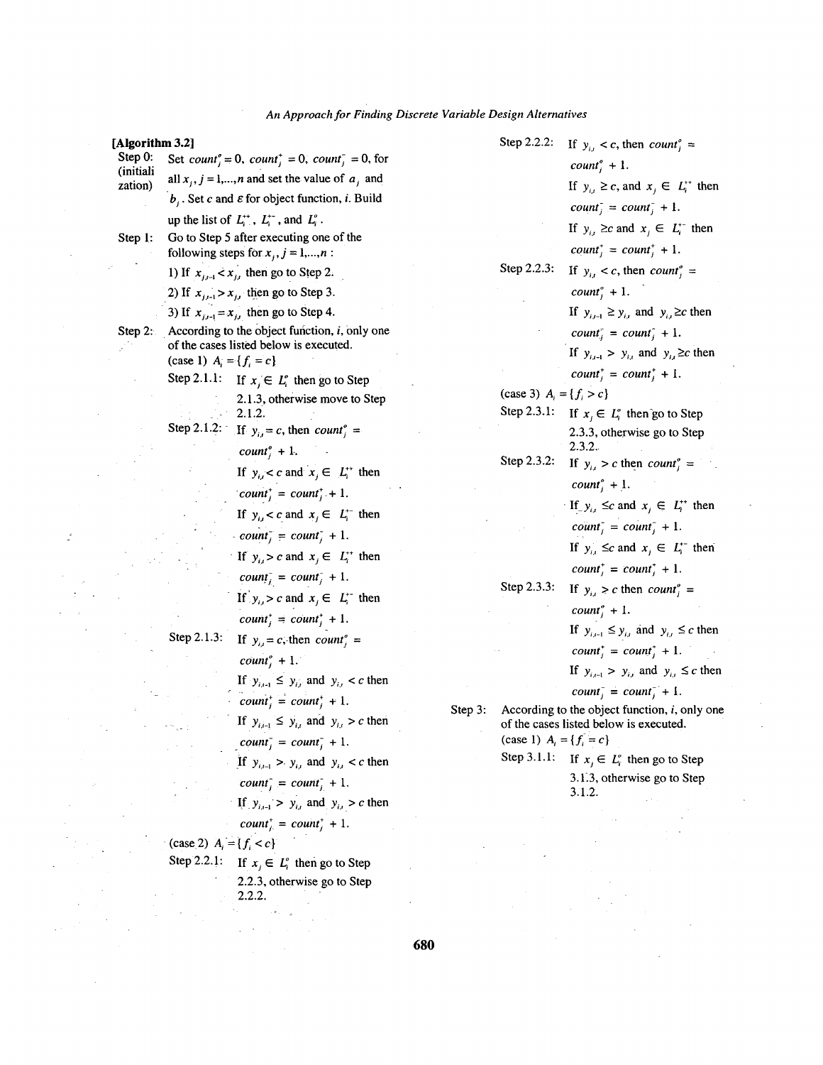**[Algorithm 3.2]**

Step 0: (initialization) Set $count_j^o = 0$, $count_j^+ = 0$, $count_j^- = 0$, for all $x_j$, $j = 1,...,n$ and set the value of $a_j$ and $b_j$. Set $c$ and $\varepsilon$ for object function, $i$. Build up the list of $L_i^{++}$, $L_i^{+-}$, and $L_i^o$.

Step 1: Go to Step 5 after executing one of the following steps for $x_j$, $j = 1,...,n$ :

1) If $x_{j,t-1} < x_{j,t}$ then go to Step 2.

2) If $x_{j,t-1} > x_{j,t}$ then go to Step 3.

3) If $x_{j,t-1} = x_{j,t}$ then go to Step 4.

Step 2: According to the object function, $i$, only one of the cases listed below is executed.

(case 1) $A_i = \{f_i = c\}$

Step 2.1.1: If $x_j \in L_i^o$ then go to Step 2.1.3, otherwise move to Step 2.1.2.

Step 2.1.2: If $y_{i,t} = c$, then $count_j^o = count_j^o + 1$.

If $y_{i,t} < c$ and $x_j \in L_i^{++}$ then $count_j^+ = count_j^+ + 1$.

If $y_{i,t} < c$ and $x_j \in L_i^{+-}$ then $count_j^- = count_j^- + 1$.

If $y_{i,t} > c$ and $x_j \in L_i^{++}$ then $count_j^- = count_j^- + 1$.

If $y_{i,t} > c$ and $x_j \in L_i^{+-}$ then $count_j^+ = count_j^+ + 1$.

Step 2.1.3: If $y_{i,t} = c$, then $count_j^o = count_j^o + 1$.

If $y_{i,t-1} \leq y_{i,t}$ and $y_{i,t} < c$ then $count_j^+ = count_j^+ + 1$.

If $y_{i,t-1} \leq y_{i,t}$ and $y_{i,t} > c$ then $count_j^- = count_j^- + 1$.

If $y_{i,t-1} > y_{i,t}$ and $y_{i,t} < c$ then $count_j^- = count_j^- + 1$.

If $y_{i,t-1} > y_{i,t}$ and $y_{i,t} > c$ then $count_j^+ = count_j^+ + 1$.

(case 2) $A_i = \{f_i < c\}$

Step 2.2.1: If $x_j \in L_i^o$ then go to Step 2.2.3, otherwise go to Step 2.2.2.

Step 2.2.2: If $y_{i,t} < c$, then $count_j^o = count_j^o + 1$.

If $y_{i,t} \geq c$, and $x_j \in L_i^{++}$ then $count_j^- = count_j^- + 1$.

If $y_{i,t} \geq c$ and $x_j \in L_i^{+-}$ then $count_j^+ = count_j^+ + 1$.

Step 2.2.3: If $y_{i,t} < c$, then $count_j^o = count_j^o + 1$.

If $y_{i,t-1} \geq y_{i,t}$ and $y_{i,t} \geq c$ then $count_j^- = count_j^- + 1$.

If $y_{i,t-1} > y_{i,t}$ and $y_{i,t} \geq c$ then $count_j^+ = count_j^+ + 1$.

(case 3) $A_i = \{f_i > c\}$

Step 2.3.1: If $x_j \in L_i^o$ then go to Step 2.3.3, otherwise go to Step 2.3.2.

Step 2.3.2: If $y_{i,t} > c$ then $count_j^o = count_j^o + 1$.

If $y_{i,t} \leq c$ and $x_j \in L_i^{++}$ then $count_j^- = count_j^- + 1$.

If $y_{i,t} \leq c$ and $x_j \in L_i^{+-}$ then $count_j^+ = count_j^+ + 1$.

Step 2.3.3: If $y_{i,t} > c$ then $count_j^o = count_j^o + 1$.

If $y_{i,t-1} \leq y_{i,t}$ and $y_{i,t} \leq c$ then $count_j^+ = count_j^+ + 1$.

If $y_{i,t-1} > y_{i,t}$ and $y_{i,t} \leq c$ then $count_j^- = count_j^- + 1$.

Step 3: According to the object function, $i$, only one of the cases listed below is executed.

(case 1) $A_i = \{f_i = c\}$

Step 3.1.1: If $x_j \in L_i^o$ then go to Step 3.1.3, otherwise go to Step 3.1.2.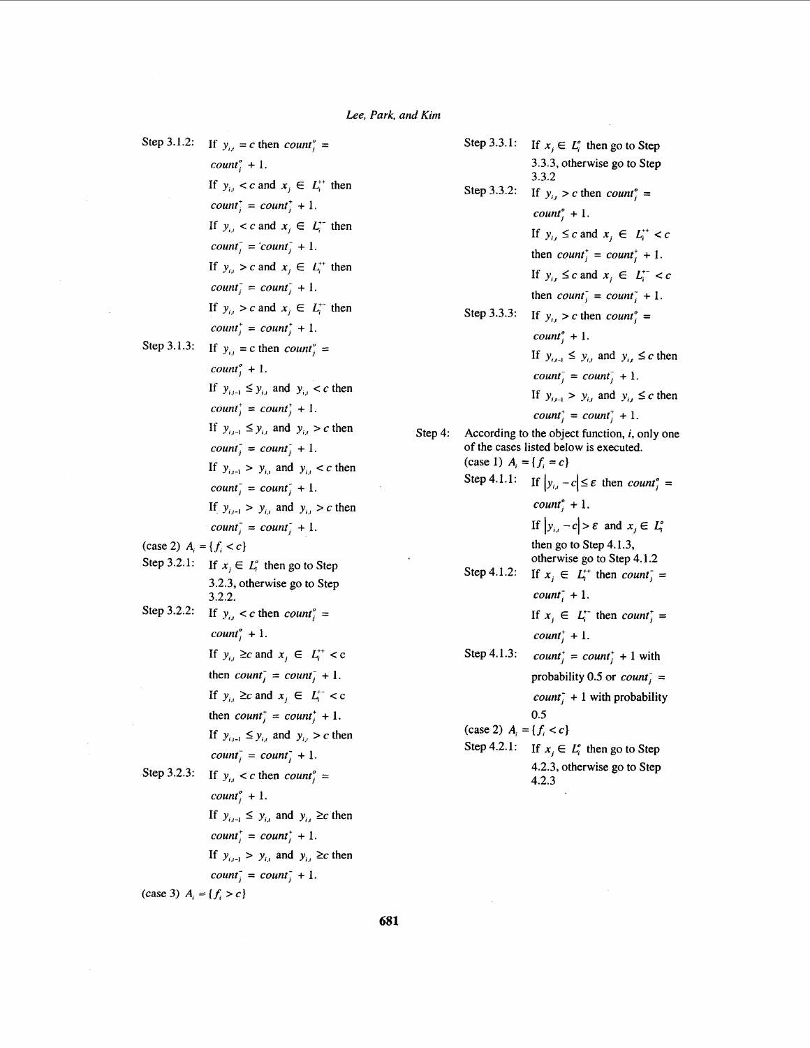Step 3.1.2: If $y_{i,t} = c$ then $count_j^o = count_j^o + 1$.

If $y_{i,t} < c$ and $x_j \in L_i^{++}$ then $count_j^+ = count_j^+ + 1$.

If $y_{i,t} < c$ and $x_j \in L_i^{+-}$ then $count_j^- = count_j^- + 1$.

If $y_{i,t} > c$ and $x_j \in L_i^{++}$ then $count_j^- = count_j^- + 1$.

If $y_{i,t} > c$ and $x_j \in L_i^{+-}$ then $count_j^+ = count_j^+ + 1$.

Step 3.1.3: If $y_{i,t} = c$ then $count_j^o = count_j^o + 1$.

If $y_{i,t-1} \leq y_{i,t}$ and $y_{i,t} < c$ then $count_j^+ = count_j^+ + 1$.

If $y_{i,t-1} \leq y_{i,t}$ and $y_{i,t} > c$ then $count_j^- = count_j^- + 1$.

If $y_{i,t-1} > y_{i,t}$ and $y_{i,t} < c$ then $count_j^- = count_j^- + 1$.

If $y_{i,t-1} > y_{i,t}$ and $y_{i,t} > c$ then $count_j^- = count_j^- + 1$.

(case 2) $A_i = \{f_i < c\}$

Step 3.2.1: If $x_j \in L_i^o$ then go to Step 3.2.3, otherwise go to Step 3.2.2.

Step 3.2.2: If $y_{i,t} < c$ then $count_j^o = count_j^o + 1$.

If $y_{i,t} \geq c$ and $x_j \in L_i^{++} < c$ then $count_j^- = count_j^- + 1$.

If $y_{i,t} \geq c$ and $x_j \in L_i^{+-} < c$ then $count_j^+ = count_j^+ + 1$.

If $y_{i,t-1} \leq y_{i,t}$ and $y_{i,t} > c$ then $count_j^- = count_j^- + 1$.

Step 3.2.3: If $y_{i,t} < c$ then $count_j^o = count_j^o + 1$.

If $y_{i,t-1} \leq y_{i,t}$ and $y_{i,t} \geq c$ then $count_j^+ = count_j^+ + 1$.

If $y_{i,t-1} > y_{i,t}$ and $y_{i,t} \geq c$ then $count_j^- = count_j^- + 1$.

(case 3) $A_i = \{f_i > c\}$

Step 3.3.1: If $x_j \in L_i^o$ then go to Step 3.3.3, otherwise go to Step 3.3.2

Step 3.3.2: If $y_{i,t} > c$ then $count_j^o = count_j^o + 1$.

If $y_{i,t} \leq c$ and $x_j \in L_i^{++} < c$ then $count_j^+ = count_j^+ + 1$.

If $y_{i,t} \leq c$ and $x_j \in L_i^{+-} < c$ then $count_j^- = count_j^- + 1$.

Step 3.3.3: If $y_{i,t} > c$ then $count_j^o = count_j^o + 1$.

If $y_{i,t-1} \leq y_{i,t}$ and $y_{i,t} \leq c$ then $count_j^- = count_j^- + 1$.

If $y_{i,t-1} > y_{i,t}$ and $y_{i,t} \leq c$ then $count_j^+ = count_j^+ + 1$.

Step 4: According to the object function, $i$, only one of the cases listed below is executed.

(case 1) $A_i = \{f_i = c\}$

Step 4.1.1: If $|y_{i,t} - c| \leq \varepsilon$ then $count_j^o = count_j^o + 1$.

If $|y_{i,t} - c| > \varepsilon$ and $x_j \in L_i^o$ then go to Step 4.1.3, otherwise go to Step 4.1.2

Step 4.1.2: If $x_j \in L_i^{++}$ then $count_j^- = count_j^- + 1$.

If $x_j \in L_i^{+-}$ then $count_j^+ = count_j^+ + 1$.

Step 4.1.3: $count_j^+ = count_j^+ + 1$ with probability 0.5 or $count_j^- = count_j^- + 1$ with probability 0.5

(case 2) $A_i = \{f_i < c\}$

Step 4.2.1: If $x_j \in L_i^o$ then go to Step 4.2.3, otherwise go to Step 4.2.3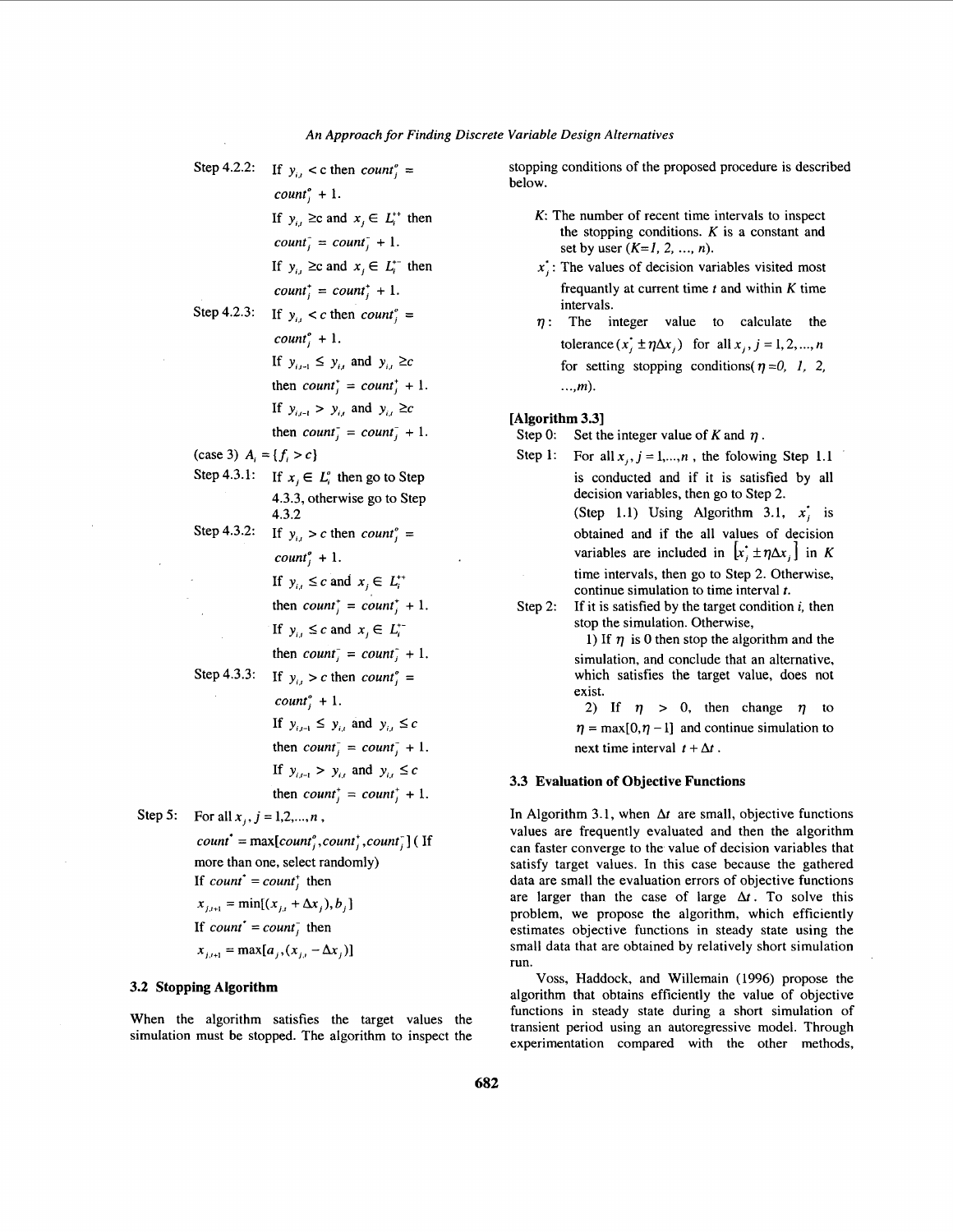Step 4.2.2: If $y_{i,t} < c$ then $count_j^o = count_j^o + 1$.

If $y_{i,t} \geq c$ and $x_j \in L_i^{++}$ then $count_j^- = count_j^- + 1$.

If $y_{i,t} \geq c$ and $x_j \in L_i^{+-}$ then $count_j^+ = count_j^+ + 1$.

Step 4.2.3: If $y_{i,t} < c$ then $count_j^o = count_j^o + 1$.

If $y_{i,t-1} \leq y_{i,t}$ and $y_{i,t} \geq c$ then $count_j^+ = count_j^+ + 1$.

If $y_{i,t-1} > y_{i,t}$ and $y_{i,t} \geq c$ then $count_j^- = count_j^- + 1$.

(case 3) $A_i = \{f_i > c\}$

Step 4.3.1: If $x_j \in L_i^o$ then go to Step 4.3.3, otherwise go to Step 4.3.2

Step 4.3.2: If $y_{i,t} > c$ then $count_j^o = count_j^o + 1$.

If $y_{i,t} \leq c$ and $x_j \in L_i^{++}$ then $count_j^+ = count_j^+ + 1$.

If $y_{i,t} \leq c$ and $x_j \in L_i^{+-}$ then $count_j^- = count_j^- + 1$.

Step 4.3.3: If $y_{i,t} > c$ then $count_j^o = count_j^o + 1$.

If $y_{i,t-1} \leq y_{i,t}$ and $y_{i,t} \leq c$ then $count_j^- = count_j^- + 1$.

If $y_{i,t-1} > y_{i,t}$ and $y_{i,t} \leq c$ then $count_j^+ = count_j^+ + 1$.

Step 5: For all $x_j, j = 1,2,...,n$,

$count^* = \max[count_j^o, count_j^+, count_j^-]$ ( If more than one, select randomly)

If $count^* = count_j^+$ then

$x_{j,t+1} = \min[(x_{j,t} + \Delta x_j), b_j]$

If $count^* = count_j^-$ then

$x_{j,t+1} = \max[a_j, (x_{j,t} - \Delta x_j)]$

### 3.2 Stopping Algorithm

When the algorithm satisfies the target values the simulation must be stopped. The algorithm to inspect the stopping conditions of the proposed procedure is described below.

- $K$: The number of recent time intervals to inspect the stopping conditions. $K$ is a constant and set by user ($K$=*1, 2, ..., n*).
- $x_j^*$: The values of decision variables visited most frequantly at current time $t$ and within $K$ time intervals.
- $\eta$: The integer value to calculate the tolerance $(x_j^* \pm \eta \Delta x_j)$ for all $x_j, j = 1,2,...,n$ for setting stopping conditions($\eta$=*0, 1, 2, ...,m*).

**[Algorithm 3.3]**

Step 0: Set the integer value of $K$ and $\eta$.

Step 1: For all $x_j, j = 1,...,n$, the folowing Step 1.1 is conducted and if it is satisfied by all decision variables, then go to Step 2.

(Step 1.1) Using Algorithm 3.1, $x_j^*$ is obtained and if the all values of decision variables are included in $[x_j^* \pm \eta \Delta x_j]$ in $K$ time intervals, then go to Step 2. Otherwise, continue simulation to time interval $t$.

Step 2: If it is satisfied by the target condition $i$, then stop the simulation. Otherwise,

1) If $\eta$ is 0 then stop the algorithm and the simulation, and conclude that an alternative, which satisfies the target value, does not exist.

2) If $\eta > 0$, then change $\eta$ to $\eta = \max[0, \eta - 1]$ and continue simulation to next time interval $t + \Delta t$.

### 3.3 Evaluation of Objective Functions

In Algorithm 3.1, when $\Delta t$ are small, objective functions values are frequently evaluated and then the algorithm can faster converge to the value of decision variables that satisfy target values. In this case because the gathered data are small the evaluation errors of objective functions are larger than the case of large $\Delta t$. To solve this problem, we propose the algorithm, which efficiently estimates objective functions in steady state using the small data that are obtained by relatively short simulation run.

Voss, Haddock, and Willemain (1996) propose the algorithm that obtains efficiently the value of objective functions in steady state during a short simulation of transient period using an autoregressive model. Through experimentation compared with the other methods,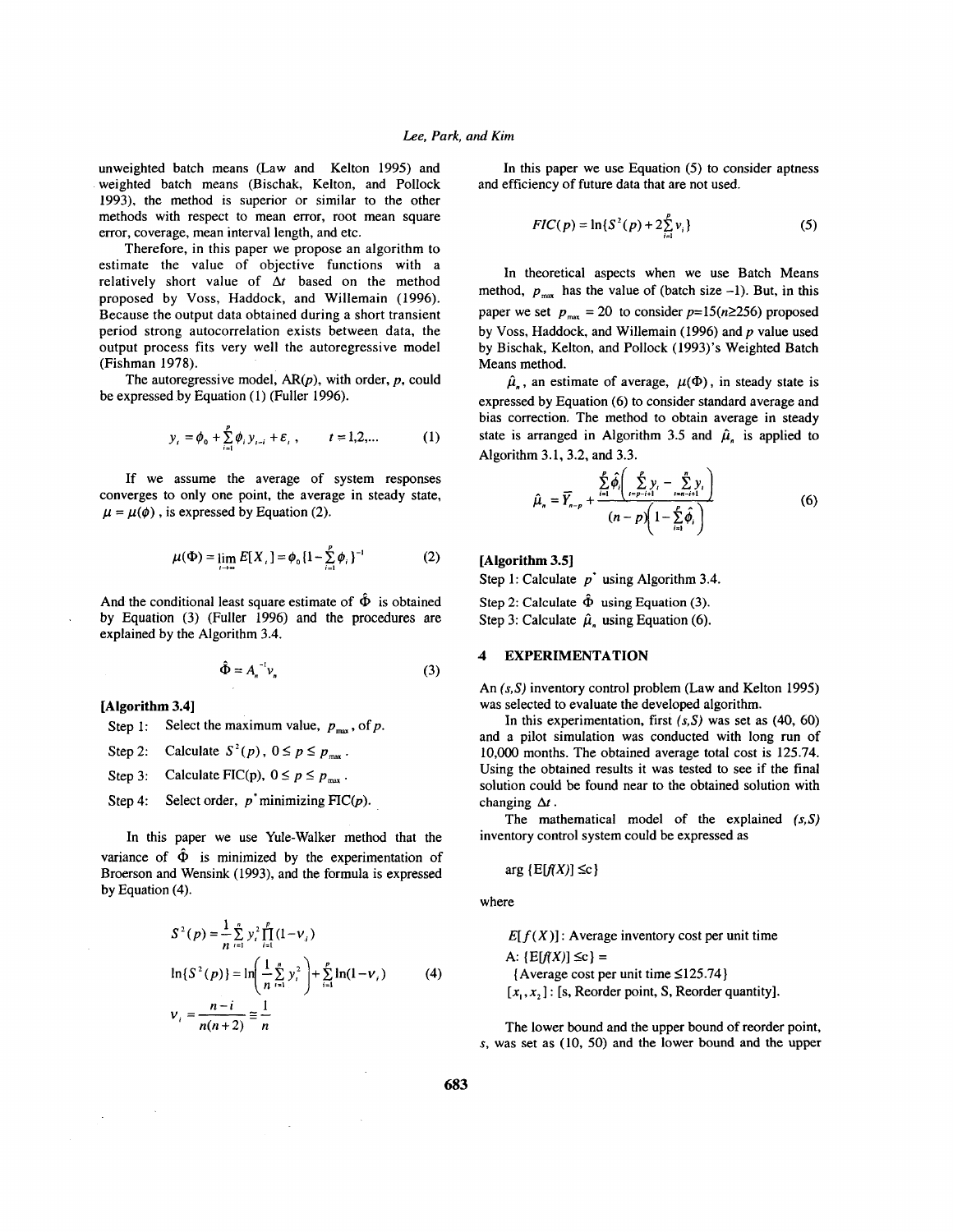unweighted batch means (Law and Kelton 1995) and weighted batch means (Bischak, Kelton, and Pollock 1993), the method is superior or similar to the other methods with respect to mean error, root mean square error, coverage, mean interval length, and etc.

Therefore, in this paper we propose an algorithm to estimate the value of objective functions with a relatively short value of $\Delta t$ based on the method proposed by Voss, Haddock, and Willemain (1996). Because the output data obtained during a short transient period strong autocorrelation exists between data, the output process fits very well the autoregressive model (Fishman 1978).

The autoregressive model, AR($p$), with order, $p$, could be expressed by Equation (1) (Fuller 1996).

$$y_t = \phi_0 + \sum_{i=1}^{p} \phi_i y_{t-i} + \varepsilon_t, \quad t = 1,2,\ldots \tag{1}$$

If we assume the average of system responses converges to only one point, the average in steady state, $\mu = \mu(\phi)$, is expressed by Equation (2).

$$\mu(\Phi) = \lim_{t \to \infty} E[X_t] = \phi_0 \{1 - \sum_{i=1}^{p} \phi_i\}^{-1} \tag{2}$$

And the conditional least square estimate of $\hat{\Phi}$ is obtained by Equation (3) (Fuller 1996) and the procedures are explained by the Algorithm 3.4.

$$\hat{\Phi} = A_n^{-1} v_n \tag{3}$$

**[Algorithm 3.4]**

Step 1: Select the maximum value, $p_{\max}$, of $p$.

Step 2: Calculate $S^2(p)$, $0 \le p \le p_{\max}$.

Step 3: Calculate FIC(p), $0 \le p \le p_{\max}$.

Step 4: Select order, $p^*$ minimizing FIC($p$).

In this paper we use Yule-Walker method that the variance of $\hat{\Phi}$ is minimized by the experimentation of Broerson and Wensink (1993), and the formula is expressed by Equation (4).

$$\begin{aligned}
S^2(p) &= \frac{1}{n} \sum_{t=1}^{n} y_t^2 \prod_{i=1}^{p} (1 - v_i) \\
\ln\{S^2(p)\} &= \ln\left(\frac{1}{n} \sum_{t=1}^{n} y_t^2\right) + \sum_{i=1}^{p} \ln(1 - v_i) \\
v_i &= \frac{n-i}{n(n+2)} \cong \frac{1}{n}
\end{aligned} \tag{4}$$

In this paper we use Equation (5) to consider aptness and efficiency of future data that are not used.

$$FIC(p) = \ln\{S^2(p) + 2\sum_{i=1}^{p} v_i\} \tag{5}$$

In theoretical aspects when we use Batch Means method, $p_{\max}$ has the value of (batch size –1). But, in this paper we set $p_{\max} = 20$ to consider $p$=15($n$≥256) proposed by Voss, Haddock, and Willemain (1996) and $p$ value used by Bischak, Kelton, and Pollock (1993)'s Weighted Batch Means method.

$\hat{\mu}_n$, an estimate of average, $\mu(\Phi)$, in steady state is expressed by Equation (6) to consider standard average and bias correction. The method to obtain average in steady state is arranged in Algorithm 3.5 and $\hat{\mu}_n$ is applied to Algorithm 3.1, 3.2, and 3.3.

$$\hat{\mu}_n = \overline{Y}_{n-p} + \frac{\sum_{i=1}^{p} \hat{\phi}_i \left( \sum_{t=p-i+1}^{p} y_t - \sum_{t=n-i+1}^{n} y_t \right)}{(n-p)\left(1 - \sum_{i=1}^{p} \hat{\phi}_i\right)} \tag{6}$$

**[Algorithm 3.5]**

Step 1: Calculate $p^*$ using Algorithm 3.4.

Step 2: Calculate $\hat{\Phi}$ using Equation (3).

Step 3: Calculate $\hat{\mu}_n$ using Equation (6).

## 4 EXPERIMENTATION

An $(s,S)$ inventory control problem (Law and Kelton 1995) was selected to evaluate the developed algorithm.

In this experimentation, first $(s,S)$ was set as (40, 60) and a pilot simulation was conducted with long run of 10,000 months. The obtained average total cost is 125.74. Using the obtained results it was tested to see if the final solution could be found near to the obtained solution with changing $\Delta t$.

The mathematical model of the explained $(s,S)$ inventory control system could be expressed as

arg {E[$f$($X$)] ≤c}

where

$E[f(X)]$: Average inventory cost per unit time
A: {E[$f$($X$)] ≤c} =
{Average cost per unit time ≤125.74}
$[x_1, x_2]$: [s, Reorder point, S, Reorder quantity].

The lower bound and the upper bound of reorder point, $s$, was set as (10, 50) and the lower bound and the upper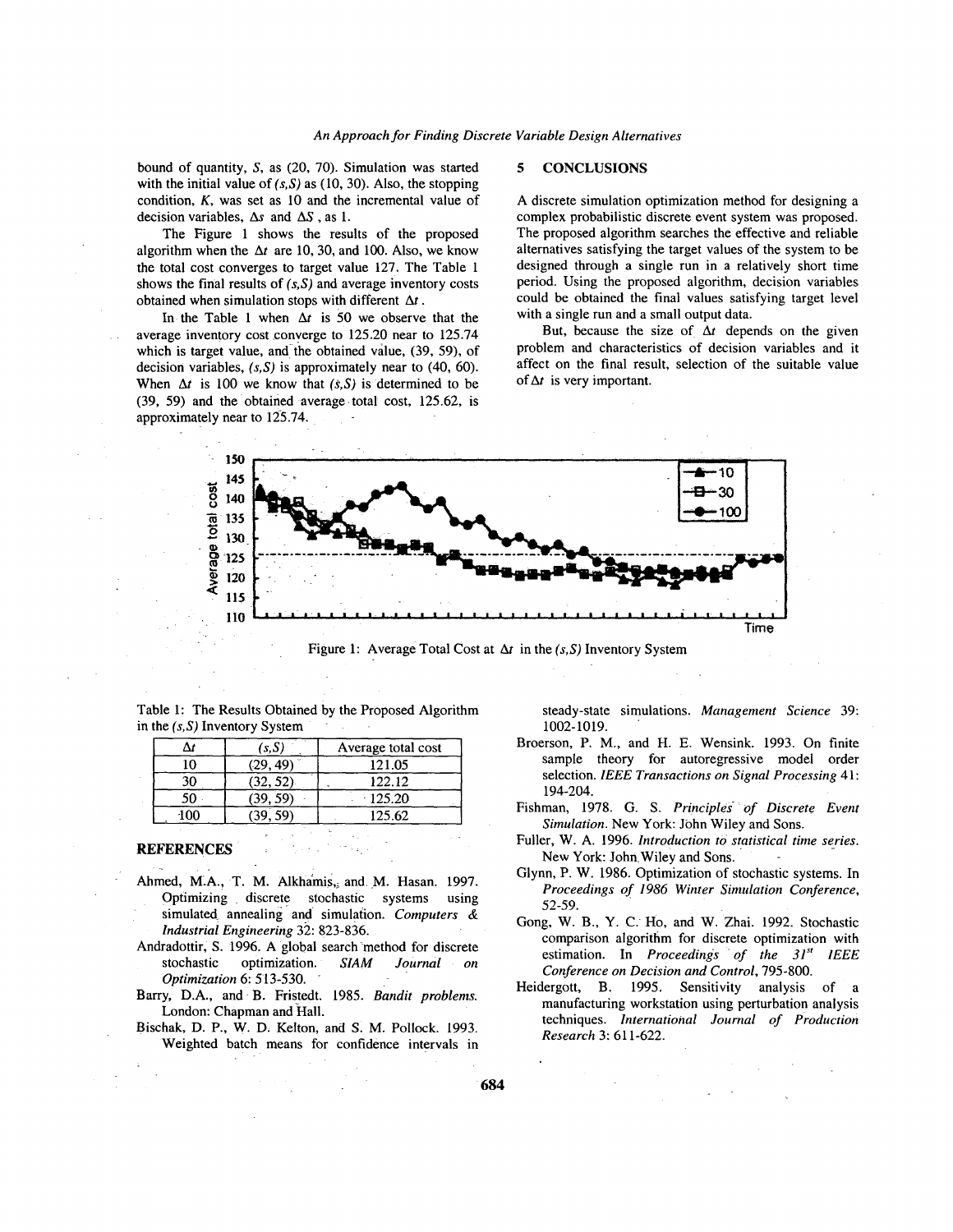bound of quantity, $S$, as (20, 70). Simulation was started with the initial value of $(s,S)$ as (10, 30). Also, the stopping condition, $K$, was set as 10 and the incremental value of decision variables, $\Delta s$ and $\Delta S$, as 1.

The Figure 1 shows the results of the proposed algorithm when the $\Delta t$ are 10, 30, and 100. Also, we know the total cost converges to target value 127. The Table 1 shows the final results of $(s,S)$ and average inventory costs obtained when simulation stops with different $\Delta t$.

In the Table 1 when $\Delta t$ is 50 we observe that the average inventory cost converge to 125.20 near to 125.74 which is target value, and the obtained value, (39, 59), of decision variables, $(s,S)$ is approximately near to (40, 60). When $\Delta t$ is 100 we know that $(s,S)$ is determined to be (39, 59) and the obtained average total cost, 125.62, is approximately near to 125.74.

## 5 CONCLUSIONS

A discrete simulation optimization method for designing a complex probabilistic discrete event system was proposed. The proposed algorithm searches the effective and reliable alternatives satisfying the target values of the system to be designed through a single run in a relatively short time period. Using the proposed algorithm, decision variables could be obtained the final values satisfying target level with a single run and a small output data.

But, because the size of $\Delta t$ depends on the given problem and characteristics of decision variables and it affect on the final result, selection of the suitable value of $\Delta t$ is very important.

Figure 1: Average Total Cost at $\Delta t$ in the $(s,S)$ Inventory System

Table 1: The Results Obtained by the Proposed Algorithm in the $(s,S)$ Inventory System

| $\Delta t$ | $(s,S)$ | Average total cost |
|---|---|---|
| 10 | (29, 49) | 121.05 |
| 30 | (32, 52) | 122.12 |
| 50 | (39, 59) | 125.20 |
| 100 | (39, 59) | 125.62 |

## REFERENCES

Ahmed, M.A., T. M. Alkhamis, and M. Hasan. 1997. Optimizing discrete stochastic systems using simulated annealing and simulation. *Computers & Industrial Engineering* 32: 823-836.

Andradottir, S. 1996. A global search method for discrete stochastic optimization. *SIAM Journal on Optimization* 6: 513-530.

Barry, D.A., and B. Fristedt. 1985. *Bandit problems.* London: Chapman and Hall.

Bischak, D. P., W. D. Kelton, and S. M. Pollock. 1993. Weighted batch means for confidence intervals in steady-state simulations. *Management Science* 39: 1002-1019.

Broerson, P. M., and H. E. Wensink. 1993. On finite sample theory for autoregressive model order selection. *IEEE Transactions on Signal Processing* 41: 194-204.

Fishman, 1978. G. S. *Principles of Discrete Event Simulation.* New York: John Wiley and Sons.

Fuller, W. A. 1996. *Introduction to statistical time series.* New York: John Wiley and Sons.

Glynn, P. W. 1986. Optimization of stochastic systems. In *Proceedings of 1986 Winter Simulation Conference*, 52-59.

Gong, W. B., Y. C. Ho, and W. Zhai. 1992. Stochastic comparison algorithm for discrete optimization with estimation. In *Proceedings of the 31st IEEE Conference on Decision and Control*, 795-800.

Heidergott, B. 1995. Sensitivity analysis of a manufacturing workstation using perturbation analysis techniques. *International Journal of Production Research* 3: 611-622.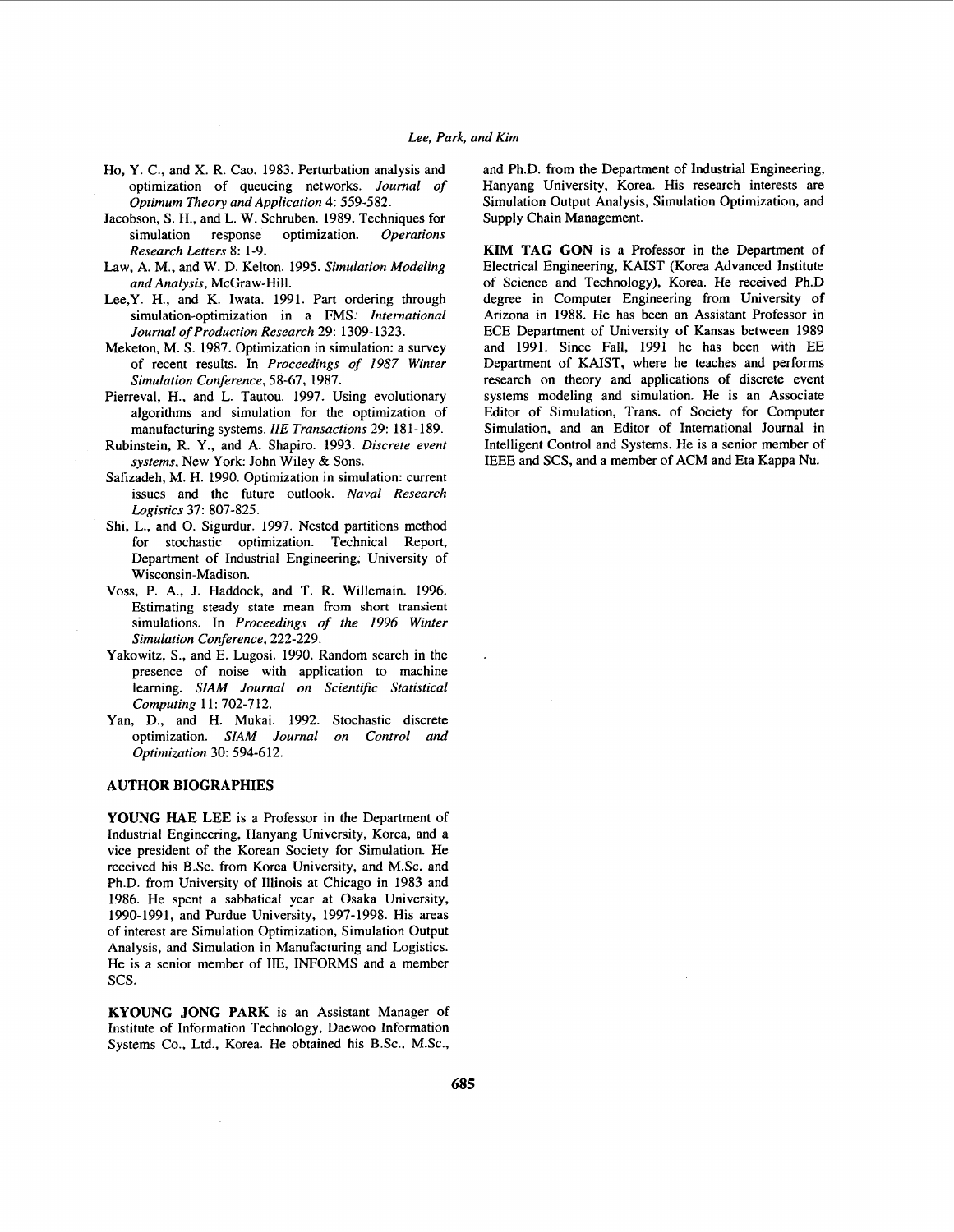Ho, Y. C., and X. R. Cao. 1983. Perturbation analysis and optimization of queueing networks. *Journal of Optimum Theory and Application* 4: 559-582.

Jacobson, S. H., and L. W. Schruben. 1989. Techniques for simulation response optimization. *Operations Research Letters* 8: 1-9.

Law, A. M., and W. D. Kelton. 1995. *Simulation Modeling and Analysis*, McGraw-Hill.

Lee,Y. H., and K. Iwata. 1991. Part ordering through simulation-optimization in a FMS. *International Journal of Production Research* 29: 1309-1323.

Meketon, M. S. 1987. Optimization in simulation: a survey of recent results. In *Proceedings of 1987 Winter Simulation Conference*, 58-67, 1987.

Pierreval, H., and L. Tautou. 1997. Using evolutionary algorithms and simulation for the optimization of manufacturing systems. *IIE Transactions* 29: 181-189.

Rubinstein, R. Y., and A. Shapiro. 1993. *Discrete event systems*, New York: John Wiley & Sons.

Safizadeh, M. H. 1990. Optimization in simulation: current issues and the future outlook. *Naval Research Logistics* 37: 807-825.

Shi, L., and O. Sigurdur. 1997. Nested partitions method for stochastic optimization. Technical Report, Department of Industrial Engineering, University of Wisconsin-Madison.

Voss, P. A., J. Haddock, and T. R. Willemain. 1996. Estimating steady state mean from short transient simulations. In *Proceedings of the 1996 Winter Simulation Conference*, 222-229.

Yakowitz, S., and E. Lugosi. 1990. Random search in the presence of noise with application to machine learning. *SIAM Journal on Scientific Statistical Computing* 11: 702-712.

Yan, D., and H. Mukai. 1992. Stochastic discrete optimization. *SIAM Journal on Control and Optimization* 30: 594-612.

## AUTHOR BIOGRAPHIES

**YOUNG HAE LEE** is a Professor in the Department of Industrial Engineering, Hanyang University, Korea, and a vice president of the Korean Society for Simulation. He received his B.Sc. from Korea University, and M.Sc. and Ph.D. from University of Illinois at Chicago in 1983 and 1986. He spent a sabbatical year at Osaka University, 1990-1991, and Purdue University, 1997-1998. His areas of interest are Simulation Optimization, Simulation Output Analysis, and Simulation in Manufacturing and Logistics. He is a senior member of IIE, INFORMS and a member SCS.

**KYOUNG JONG PARK** is an Assistant Manager of Institute of Information Technology, Daewoo Information Systems Co., Ltd., Korea. He obtained his B.Sc., M.Sc., and Ph.D. from the Department of Industrial Engineering, Hanyang University, Korea. His research interests are Simulation Output Analysis, Simulation Optimization, and Supply Chain Management.

**KIM TAG GON** is a Professor in the Department of Electrical Engineering, KAIST (Korea Advanced Institute of Science and Technology), Korea. He received Ph.D degree in Computer Engineering from University of Arizona in 1988. He has been an Assistant Professor in ECE Department of University of Kansas between 1989 and 1991. Since Fall, 1991 he has been with EE Department of KAIST, where he teaches and performs research on theory and applications of discrete event systems modeling and simulation. He is an Associate Editor of Simulation, Trans. of Society for Computer Simulation, and an Editor of International Journal in Intelligent Control and Systems. He is a senior member of IEEE and SCS, and a member of ACM and Eta Kappa Nu.